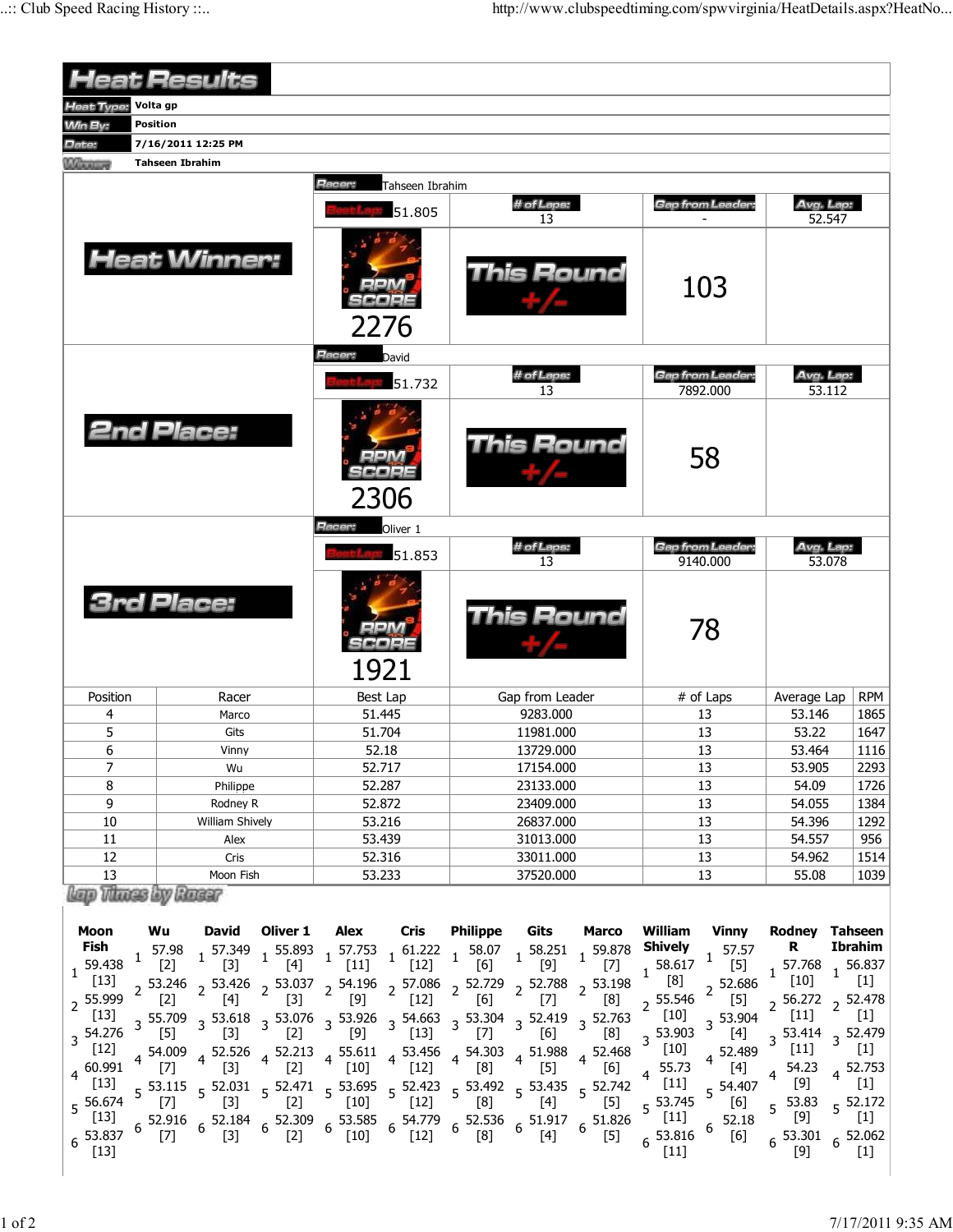# Heat Results

**Heat Type:** Volta gp

**Win By:** Position

**Date:** 7/16/2011 12:25 PM

**Winner:** Tahseen Ibrahim

## Heat Winner:

| Racer: Tahseen Ibrahim | | | |
|---|---|---|---|
| Best Lap: 51.805 | # of Laps: 13 | Gap from Leader: - | Avg. Lap: 52.547 |
| RPM SCORE 2276 | This Round +/- | 103 | |

## 2nd Place:

| Racer: David | | | |
|---|---|---|---|
| Best Lap: 51.732 | # of Laps: 13 | Gap from Leader: 7892.000 | Avg. Lap: 53.112 |
| RPM SCORE 2306 | This Round +/- | 58 | |

## 3rd Place:

| Racer: Oliver 1 | | | |
|---|---|---|---|
| Best Lap: 51.853 | # of Laps: 13 | Gap from Leader: 9140.000 | Avg. Lap: 53.078 |
| RPM SCORE 1921 | This Round +/- | 78 | |

| Position | Racer | Best Lap | Gap from Leader | # of Laps | Average Lap | RPM |
|---|---|---|---|---|---|---|
| 4 | Marco | 51.445 | 9283.000 | 13 | 53.146 | 1865 |
| 5 | Gits | 51.704 | 11981.000 | 13 | 53.22 | 1647 |
| 6 | Vinny | 52.18 | 13729.000 | 13 | 53.464 | 1116 |
| 7 | Wu | 52.717 | 17154.000 | 13 | 53.905 | 2293 |
| 8 | Philippe | 52.287 | 23133.000 | 13 | 54.09 | 1726 |
| 9 | Rodney R | 52.872 | 23409.000 | 13 | 54.055 | 1384 |
| 10 | William Shively | 53.216 | 26837.000 | 13 | 54.396 | 1292 |
| 11 | Alex | 53.439 | 31013.000 | 13 | 54.557 | 956 |
| 12 | Cris | 52.316 | 33011.000 | 13 | 54.962 | 1514 |
| 13 | Moon Fish | 53.233 | 37520.000 | 13 | 55.08 | 1039 |

## Lap Times by Racer

| Lap | Moon Fish | Wu | David | Oliver 1 | Alex | Cris | Philippe | Gits | Marco | William Shively | Vinny | Rodney R | Tahseen Ibrahim |
|---|---|---|---|---|---|---|---|---|---|---|---|---|---|
| 1 | 59.438 [13] | 57.98 [2] | 57.349 [3] | 55.893 [4] | 57.753 [11] | 61.222 [12] | 58.07 [6] | 58.251 [9] | 59.878 [7] | 58.617 [8] | 57.57 [5] | 57.768 [10] | 56.837 [1] |
| 2 | 55.999 [13] | 53.246 [2] | 53.426 [4] | 53.037 [3] | 54.196 [9] | 57.086 [12] | 52.729 [6] | 52.788 [7] | 53.198 [8] | 55.546 [10] | 52.686 [5] | 56.272 [11] | 52.478 [1] |
| 3 | 54.276 [12] | 55.709 [5] | 53.618 [3] | 53.076 [2] | 53.926 [9] | 54.663 [13] | 53.304 [7] | 52.419 [6] | 52.763 [8] | 53.903 [10] | 53.904 [4] | 53.414 [11] | 52.479 [1] |
| 4 | 60.991 [13] | 54.009 [7] | 52.526 [3] | 52.213 [2] | 55.611 [10] | 53.456 [12] | 54.303 [8] | 51.988 [5] | 52.468 [6] | 55.73 [11] | 52.489 [4] | 54.23 [9] | 52.753 [1] |
| 5 | 56.674 [13] | 53.115 [7] | 52.031 [3] | 52.471 [2] | 53.695 [10] | 52.423 [12] | 53.492 [8] | 53.435 [4] | 52.742 [5] | 53.745 [11] | 54.407 [6] | 53.83 [9] | 52.172 [1] |
| 6 | 53.837 [13] | 52.916 [7] | 52.184 [3] | 52.309 [2] | 53.585 [10] | 54.779 [12] | 52.536 [8] | 51.917 [4] | 51.826 [5] | 53.816 [11] | 52.18 [6] | 53.301 [9] | 52.062 [1] |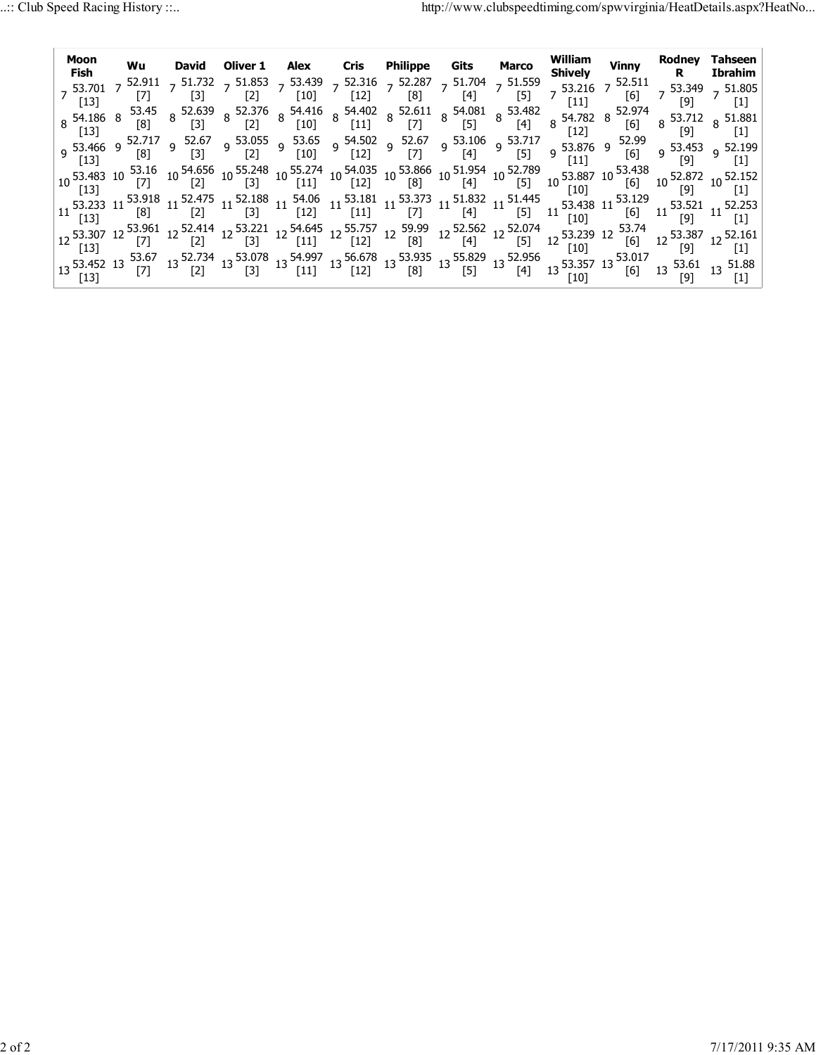| Moon Fish | Wu | David | Oliver 1 | Alex | Cris | Philippe | Gits | Marco | William Shively | Vinny | Rodney R | Tahseen Ibrahim |
|---|---|---|---|---|---|---|---|---|---|---|---|---|
| 7 53.701 [13] | 7 52.911 [7] | 7 51.732 [3] | 7 51.853 [2] | 7 53.439 [10] | 7 52.316 [12] | 7 52.287 [8] | 7 51.704 [4] | 7 51.559 [5] | 7 53.216 [11] | 7 52.511 [6] | 7 53.349 [9] | 7 51.805 [1] |
| 8 54.186 [13] | 8 53.45 [8] | 8 52.639 [3] | 8 52.376 [2] | 8 54.416 [10] | 8 54.402 [11] | 8 52.611 [7] | 8 54.081 [5] | 8 53.482 [4] | 8 54.782 [12] | 8 52.974 [6] | 8 53.712 [9] | 8 51.881 [1] |
| 9 53.466 [13] | 9 52.717 [8] | 9 52.67 [3] | 9 53.055 [2] | 9 53.65 [10] | 9 54.502 [12] | 9 52.67 [7] | 9 53.106 [4] | 9 53.717 [5] | 9 53.876 [11] | 9 52.99 [6] | 9 53.453 [9] | 9 52.199 [1] |
| 10 53.483 [13] | 10 53.16 [7] | 10 54.656 [2] | 10 55.248 [3] | 10 55.274 [11] | 10 54.035 [12] | 10 53.866 [8] | 10 51.954 [4] | 10 52.789 [5] | 10 53.887 [10] | 10 53.438 [6] | 10 52.872 [9] | 10 52.152 [1] |
| 11 53.233 [13] | 11 53.918 [8] | 11 52.475 [2] | 11 52.188 [3] | 11 54.06 [12] | 11 53.181 [11] | 11 53.373 [7] | 11 51.832 [4] | 11 51.445 [5] | 11 53.438 [10] | 11 53.129 [6] | 11 53.521 [9] | 11 52.253 [1] |
| 12 53.307 [13] | 12 53.961 [7] | 12 52.414 [2] | 12 53.221 [3] | 12 54.645 [11] | 12 55.757 [12] | 12 59.99 [8] | 12 52.562 [4] | 12 52.074 [5] | 12 53.239 [10] | 12 53.74 [6] | 12 53.387 [9] | 12 52.161 [1] |
| 13 53.452 [13] | 13 53.67 [7] | 13 52.734 [2] | 13 53.078 [3] | 13 54.997 [11] | 13 56.678 [12] | 13 53.935 [8] | 13 55.829 [5] | 13 52.956 [4] | 13 53.357 [10] | 13 53.017 [6] | 13 53.61 [9] | 13 51.88 [1] |